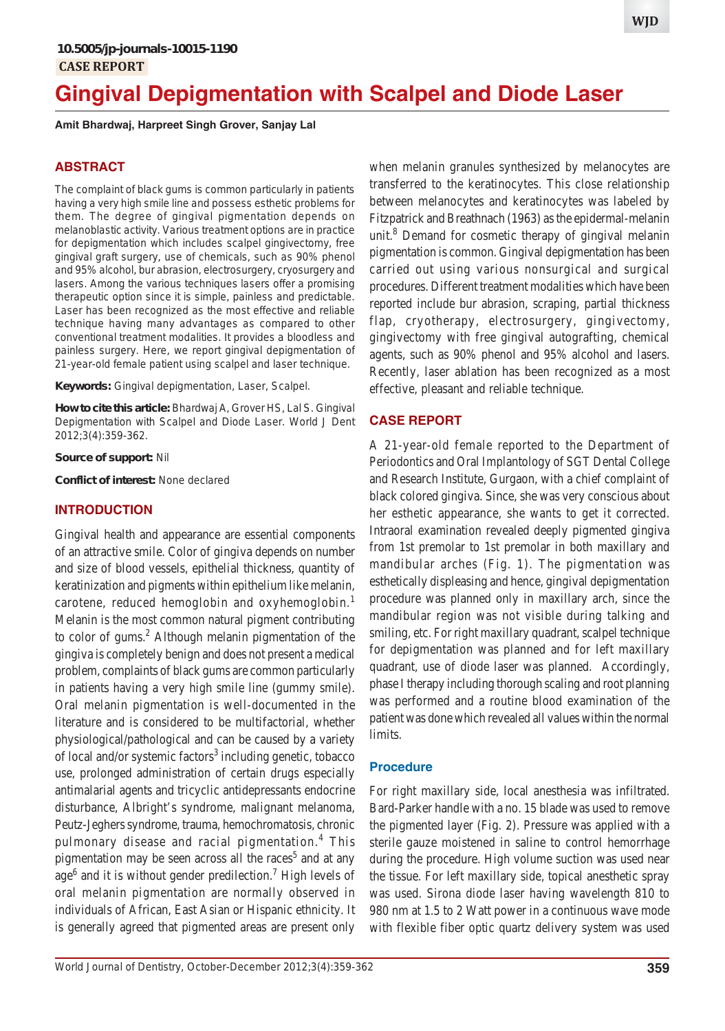10.5005/jp-journals-10015-1190

CASE REPORT

# Gingival Depigmentation with Scalpel and Diode Laser

**Amit Bhardwaj, Harpreet Singh Grover, Sanjay Lal**

## ABSTRACT

The complaint of black gums is common particularly in patients having a very high smile line and possess esthetic problems for them. The degree of gingival pigmentation depends on melanoblastic activity. Various treatment options are in practice for depigmentation which includes scalpel gingivectomy, free gingival graft surgery, use of chemicals, such as 90% phenol and 95% alcohol, bur abrasion, electrosurgery, cryosurgery and lasers. Among the various techniques lasers offer a promising therapeutic option since it is simple, painless and predictable. Laser has been recognized as the most effective and reliable technique having many advantages as compared to other conventional treatment modalities. It provides a bloodless and painless surgery. Here, we report gingival depigmentation of 21-year-old female patient using scalpel and laser technique.

**Keywords:** Gingival depigmentation, Laser, Scalpel.

**How to cite this article:** Bhardwaj A, Grover HS, Lal S. Gingival Depigmentation with Scalpel and Diode Laser. World J Dent 2012;3(4):359-362.

**Source of support:** Nil

**Conflict of interest:** None declared

## INTRODUCTION

Gingival health and appearance are essential components of an attractive smile. Color of gingiva depends on number and size of blood vessels, epithelial thickness, quantity of keratinization and pigments within epithelium like melanin, carotene, reduced hemoglobin and oxyhemoglobin.[1] Melanin is the most common natural pigment contributing to color of gums.[2] Although melanin pigmentation of the gingiva is completely benign and does not present a medical problem, complaints of black gums are common particularly in patients having a very high smile line (gummy smile). Oral melanin pigmentation is well-documented in the literature and is considered to be multifactorial, whether physiological/pathological and can be caused by a variety of local and/or systemic factors[3] including genetic, tobacco use, prolonged administration of certain drugs especially antimalarial agents and tricyclic antidepressants endocrine disturbance, Albright's syndrome, malignant melanoma, Peutz-Jeghers syndrome, trauma, hemochromatosis, chronic pulmonary disease and racial pigmentation.[4] This pigmentation may be seen across all the races[5] and at any age[6] and it is without gender predilection.[7] High levels of oral melanin pigmentation are normally observed in individuals of African, East Asian or Hispanic ethnicity. It is generally agreed that pigmented areas are present only when melanin granules synthesized by melanocytes are transferred to the keratinocytes. This close relationship between melanocytes and keratinocytes was labeled by Fitzpatrick and Breathnach (1963) as the epidermal-melanin unit.[8] Demand for cosmetic therapy of gingival melanin pigmentation is common. Gingival depigmentation has been carried out using various nonsurgical and surgical procedures. Different treatment modalities which have been reported include bur abrasion, scraping, partial thickness flap, cryotherapy, electrosurgery, gingivectomy, gingivectomy with free gingival autografting, chemical agents, such as 90% phenol and 95% alcohol and lasers. Recently, laser ablation has been recognized as a most effective, pleasant and reliable technique.

## CASE REPORT

A 21-year-old female reported to the Department of Periodontics and Oral Implantology of SGT Dental College and Research Institute, Gurgaon, with a chief complaint of black colored gingiva. Since, she was very conscious about her esthetic appearance, she wants to get it corrected. Intraoral examination revealed deeply pigmented gingiva from 1st premolar to 1st premolar in both maxillary and mandibular arches (Fig. 1). The pigmentation was esthetically displeasing and hence, gingival depigmentation procedure was planned only in maxillary arch, since the mandibular region was not visible during talking and smiling, etc. For right maxillary quadrant, scalpel technique for depigmentation was planned and for left maxillary quadrant, use of diode laser was planned. Accordingly, phase I therapy including thorough scaling and root planning was performed and a routine blood examination of the patient was done which revealed all values within the normal limits.

### Procedure

For right maxillary side, local anesthesia was infiltrated. Bard-Parker handle with a no. 15 blade was used to remove the pigmented layer (Fig. 2). Pressure was applied with a sterile gauze moistened in saline to control hemorrhage during the procedure. High volume suction was used near the tissue. For left maxillary side, topical anesthetic spray was used. Sirona diode laser having wavelength 810 to 980 nm at 1.5 to 2 Watt power in a continuous wave mode with flexible fiber optic quartz delivery system was used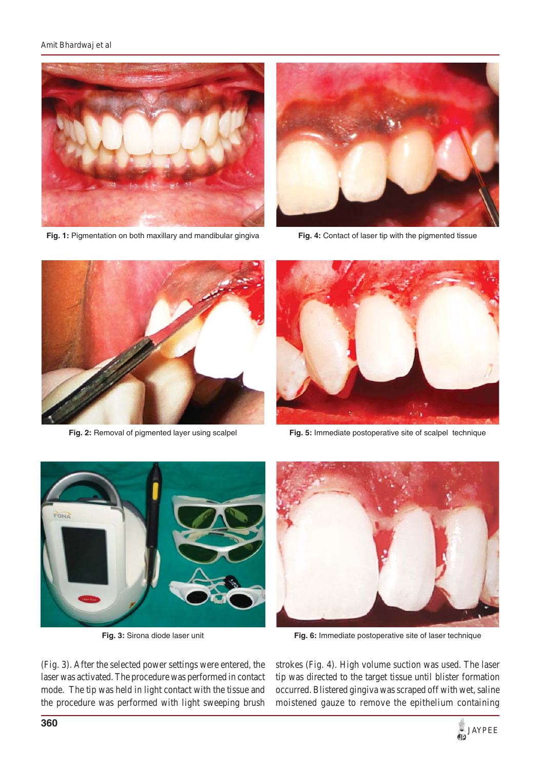Fig. 1: Pigmentation on both maxillary and mandibular gingiva

Fig. 4: Contact of laser tip with the pigmented tissue

Fig. 2: Removal of pigmented layer using scalpel

Fig. 5: Immediate postoperative site of scalpel technique

Fig. 3: Sirona diode laser unit

Fig. 6: Immediate postoperative site of laser technique

(Fig. 3). After the selected power settings were entered, the laser was activated. The procedure was performed in contact mode. The tip was held in light contact with the tissue and the procedure was performed with light sweeping brush strokes (Fig. 4). High volume suction was used. The laser tip was directed to the target tissue until blister formation occurred. Blistered gingiva was scraped off with wet, saline moistened gauze to remove the epithelium containing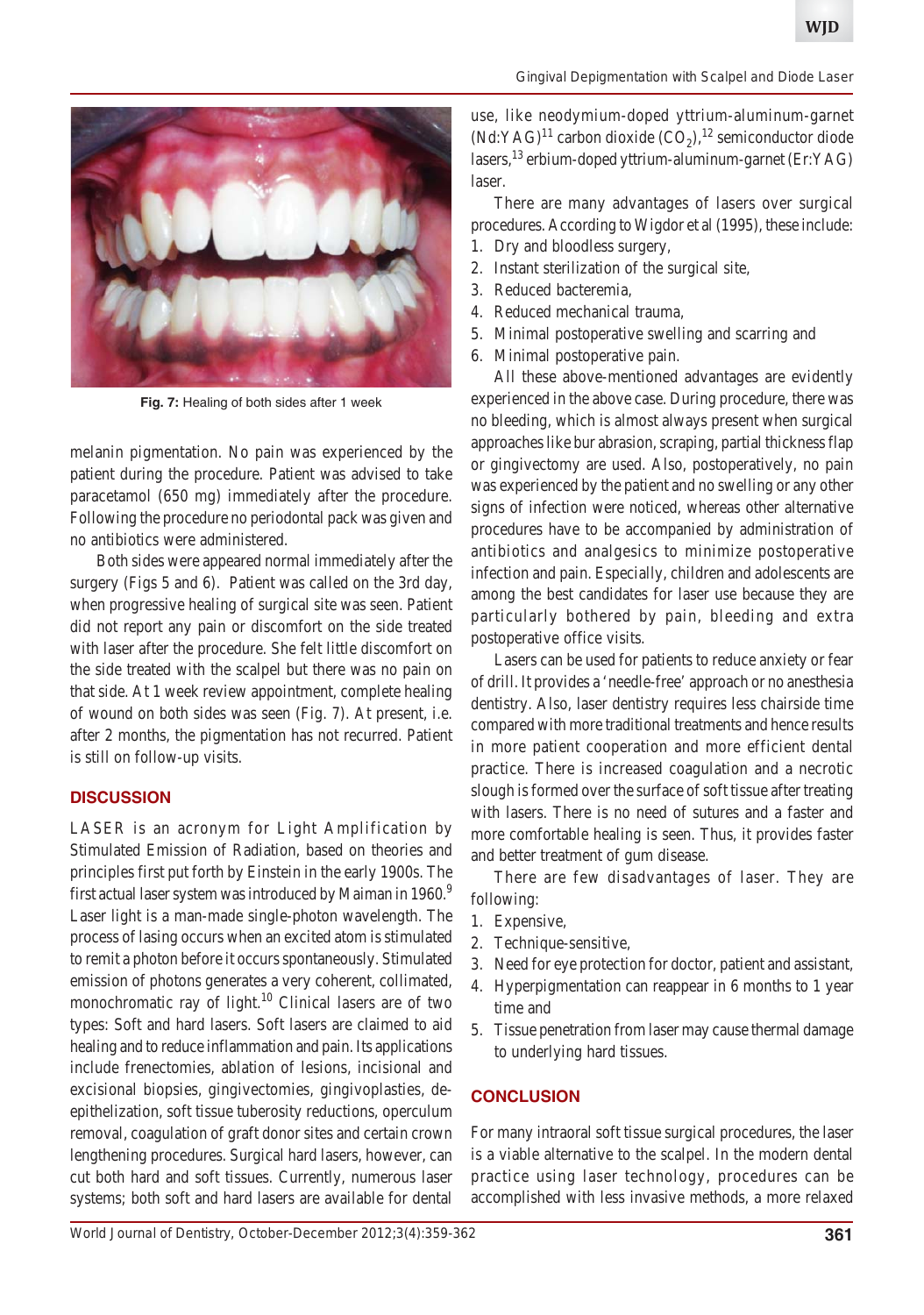Fig. 7: Healing of both sides after 1 week

melanin pigmentation. No pain was experienced by the patient during the procedure. Patient was advised to take paracetamol (650 mg) immediately after the procedure. Following the procedure no periodontal pack was given and no antibiotics were administered.

Both sides were appeared normal immediately after the surgery (Figs 5 and 6). Patient was called on the 3rd day, when progressive healing of surgical site was seen. Patient did not report any pain or discomfort on the side treated with laser after the procedure. She felt little discomfort on the side treated with the scalpel but there was no pain on that side. At 1 week review appointment, complete healing of wound on both sides was seen (Fig. 7). At present, i.e. after 2 months, the pigmentation has not recurred. Patient is still on follow-up visits.

## DISCUSSION

LASER is an acronym for Light Amplification by Stimulated Emission of Radiation, based on theories and principles first put forth by Einstein in the early 1900s. The first actual laser system was introduced by Maiman in 1960.[9] Laser light is a man-made single-photon wavelength. The process of lasing occurs when an excited atom is stimulated to remit a photon before it occurs spontaneously. Stimulated emission of photons generates a very coherent, collimated, monochromatic ray of light.[10] Clinical lasers are of two types: Soft and hard lasers. Soft lasers are claimed to aid healing and to reduce inflammation and pain. Its applications include frenectomies, ablation of lesions, incisional and excisional biopsies, gingivectomies, gingivoplasties, de-epithelization, soft tissue tuberosity reductions, operculum removal, coagulation of graft donor sites and certain crown lengthening procedures. Surgical hard lasers, however, can cut both hard and soft tissues. Currently, numerous laser systems; both soft and hard lasers are available for dental use, like neodymium-doped yttrium-aluminum-garnet (Nd:YAG)[11] carbon dioxide ($CO_2$),[12] semiconductor diode lasers,[13] erbium-doped yttrium-aluminum-garnet (Er:YAG) laser.

There are many advantages of lasers over surgical procedures. According to Wigdor et al (1995), these include:

1. Dry and bloodless surgery,
2. Instant sterilization of the surgical site,
3. Reduced bacteremia,
4. Reduced mechanical trauma,
5. Minimal postoperative swelling and scarring and
6. Minimal postoperative pain.

All these above-mentioned advantages are evidently experienced in the above case. During procedure, there was no bleeding, which is almost always present when surgical approaches like bur abrasion, scraping, partial thickness flap or gingivectomy are used. Also, postoperatively, no pain was experienced by the patient and no swelling or any other signs of infection were noticed, whereas other alternative procedures have to be accompanied by administration of antibiotics and analgesics to minimize postoperative infection and pain. Especially, children and adolescents are among the best candidates for laser use because they are particularly bothered by pain, bleeding and extra postoperative office visits.

Lasers can be used for patients to reduce anxiety or fear of drill. It provides a 'needle-free' approach or no anesthesia dentistry. Also, laser dentistry requires less chairside time compared with more traditional treatments and hence results in more patient cooperation and more efficient dental practice. There is increased coagulation and a necrotic slough is formed over the surface of soft tissue after treating with lasers. There is no need of sutures and a faster and more comfortable healing is seen. Thus, it provides faster and better treatment of gum disease.

There are few disadvantages of laser. They are following:

1. Expensive,
2. Technique-sensitive,
3. Need for eye protection for doctor, patient and assistant,
4. Hyperpigmentation can reappear in 6 months to 1 year time and
5. Tissue penetration from laser may cause thermal damage to underlying hard tissues.

## CONCLUSION

For many intraoral soft tissue surgical procedures, the laser is a viable alternative to the scalpel. In the modern dental practice using laser technology, procedures can be accomplished with less invasive methods, a more relaxed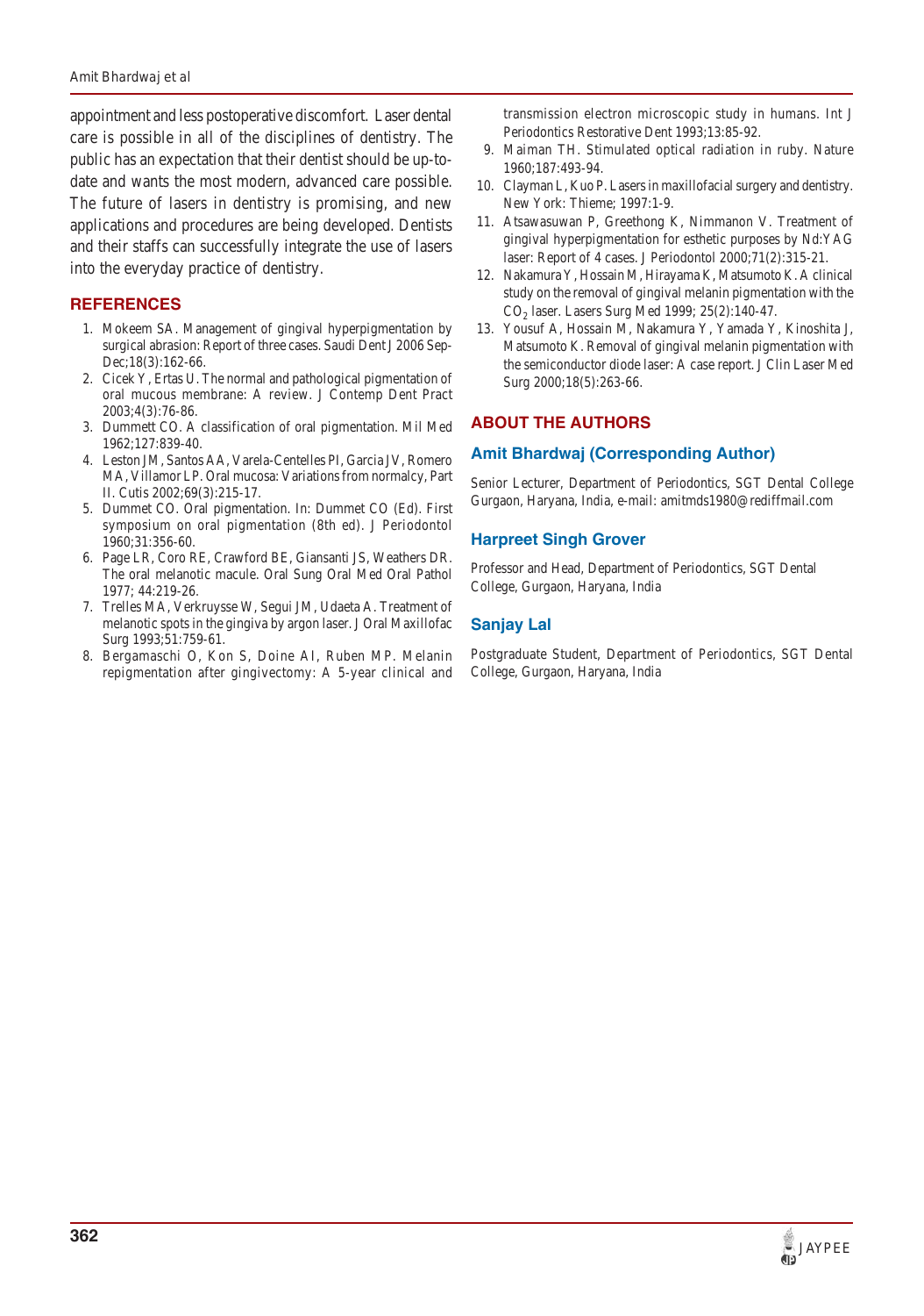appointment and less postoperative discomfort. Laser dental care is possible in all of the disciplines of dentistry. The public has an expectation that their dentist should be up-to-date and wants the most modern, advanced care possible. The future of lasers in dentistry is promising, and new applications and procedures are being developed. Dentists and their staffs can successfully integrate the use of lasers into the everyday practice of dentistry.

## REFERENCES

1. Mokeem SA. Management of gingival hyperpigmentation by surgical abrasion: Report of three cases. Saudi Dent J 2006 Sep-Dec;18(3):162-66.
2. Cicek Y, Ertas U. The normal and pathological pigmentation of oral mucous membrane: A review. J Contemp Dent Pract 2003;4(3):76-86.
3. Dummett CO. A classification of oral pigmentation. Mil Med 1962;127:839-40.
4. Leston JM, Santos AA, Varela-Centelles PI, Garcia JV, Romero MA, Villamor LP. Oral mucosa: Variations from normalcy, Part II. Cutis 2002;69(3):215-17.
5. Dummet CO. Oral pigmentation. In: Dummet CO (Ed). First symposium on oral pigmentation (8th ed). J Periodontol 1960;31:356-60.
6. Page LR, Coro RE, Crawford BE, Giansanti JS, Weathers DR. The oral melanotic macule. Oral Sung Oral Med Oral Pathol 1977; 44:219-26.
7. Trelles MA, Verkruysse W, Segui JM, Udaeta A. Treatment of melanotic spots in the gingiva by argon laser. J Oral Maxillofac Surg 1993;51:759-61.
8. Bergamaschi O, Kon S, Doine AI, Ruben MP. Melanin repigmentation after gingivectomy: A 5-year clinical and transmission electron microscopic study in humans. Int J Periodontics Restorative Dent 1993;13:85-92.
9. Maiman TH. Stimulated optical radiation in ruby. Nature 1960;187:493-94.
10. Clayman L, Kuo P. Lasers in maxillofacial surgery and dentistry. New York: Thieme; 1997:1-9.
11. Atsawasuwan P, Greethong K, Nimmanon V. Treatment of gingival hyperpigmentation for esthetic purposes by Nd:YAG laser: Report of 4 cases. J Periodontol 2000;71(2):315-21.
12. Nakamura Y, Hossain M, Hirayama K, Matsumoto K. A clinical study on the removal of gingival melanin pigmentation with the $CO_2$ laser. Lasers Surg Med 1999; 25(2):140-47.
13. Yousuf A, Hossain M, Nakamura Y, Yamada Y, Kinoshita J, Matsumoto K. Removal of gingival melanin pigmentation with the semiconductor diode laser: A case report. J Clin Laser Med Surg 2000;18(5):263-66.

## ABOUT THE AUTHORS

### Amit Bhardwaj (Corresponding Author)

Senior Lecturer, Department of Periodontics, SGT Dental College Gurgaon, Haryana, India, e-mail: amitmds1980@rediffmail.com

### Harpreet Singh Grover

Professor and Head, Department of Periodontics, SGT Dental College, Gurgaon, Haryana, India

### Sanjay Lal

Postgraduate Student, Department of Periodontics, SGT Dental College, Gurgaon, Haryana, India